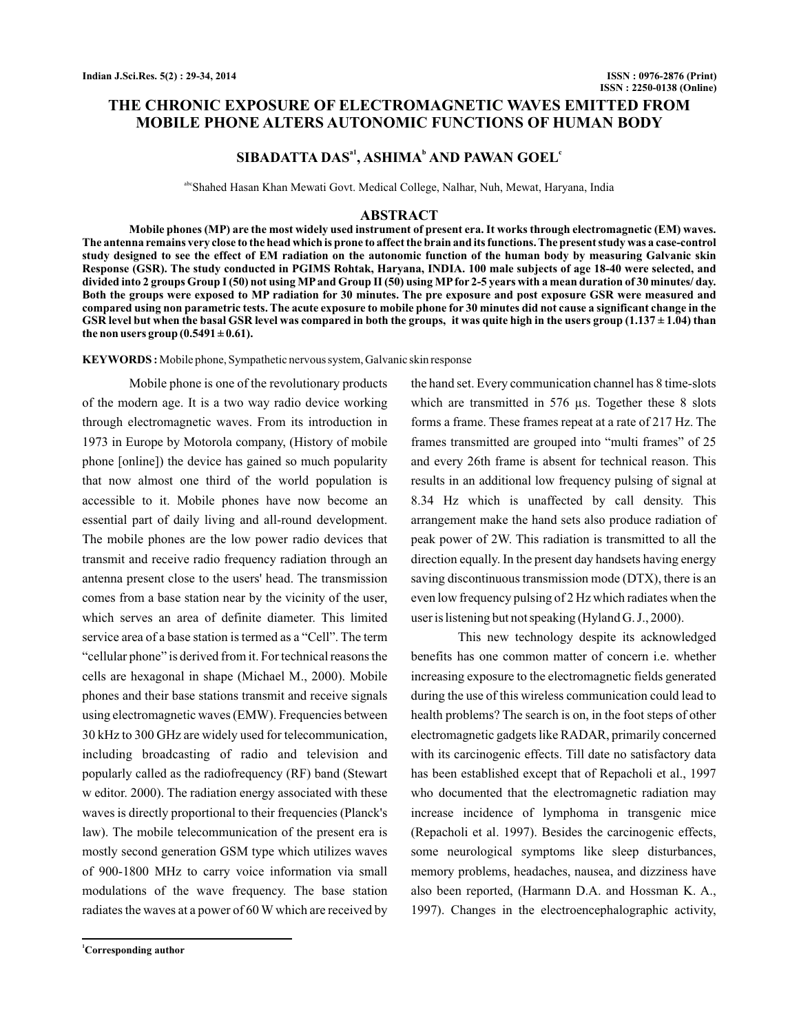# THE CHRONIC EXPOSURE OF ELECTROMAGNETIC WAVES EMITTED FROM MOBILE PHONE ALTERS AUTONOMIC FUNCTIONS OF HUMAN BODY

**SIBADATTA DAS[a1], ASHIMA[b] AND PAWAN GOEL[c]**

[abc]Shahed Hasan Khan Mewati Govt. Medical College, Nalhar, Nuh, Mewat, Haryana, India

## ABSTRACT

**Mobile phones (MP) are the most widely used instrument of present era. It works through electromagnetic (EM) waves. The antenna remains very close to the head which is prone to affect the brain and its functions. The present study was a case-control study designed to see the effect of EM radiation on the autonomic function of the human body by measuring Galvanic skin Response (GSR). The study conducted in PGIMS Rohtak, Haryana, INDIA. 100 male subjects of age 18-40 were selected, and divided into 2 groups Group I (50) not using MP and Group II (50) using MP for 2-5 years with a mean duration of 30 minutes/ day. Both the groups were exposed to MP radiation for 30 minutes. The pre exposure and post exposure GSR were measured and compared using non parametric tests. The acute exposure to mobile phone for 30 minutes did not cause a significant change in the GSR level but when the basal GSR level was compared in both the groups, it was quite high in the users group (1.137 ± 1.04) than the non users group (0.5491 ± 0.61).**

**KEYWORDS :** Mobile phone, Sympathetic nervous system, Galvanic skin response

Mobile phone is one of the revolutionary products of the modern age. It is a two way radio device working through electromagnetic waves. From its introduction in 1973 in Europe by Motorola company, (History of mobile phone [online]) the device has gained so much popularity that now almost one third of the world population is accessible to it. Mobile phones have now become an essential part of daily living and all-round development. The mobile phones are the low power radio devices that transmit and receive radio frequency radiation through an antenna present close to the users' head. The transmission comes from a base station near by the vicinity of the user, which serves an area of definite diameter. This limited service area of a base station is termed as a "Cell". The term "cellular phone" is derived from it. For technical reasons the cells are hexagonal in shape (Michael M., 2000). Mobile phones and their base stations transmit and receive signals using electromagnetic waves (EMW). Frequencies between 30 kHz to 300 GHz are widely used for telecommunication, including broadcasting of radio and television and popularly called as the radiofrequency (RF) band (Stewart w editor. 2000). The radiation energy associated with these waves is directly proportional to their frequencies (Planck's law). The mobile telecommunication of the present era is mostly second generation GSM type which utilizes waves of 900-1800 MHz to carry voice information via small modulations of the wave frequency. The base station radiates the waves at a power of 60 W which are received by the hand set. Every communication channel has 8 time-slots which are transmitted in 576 µs. Together these 8 slots forms a frame. These frames repeat at a rate of 217 Hz. The frames transmitted are grouped into "multi frames" of 25 and every 26th frame is absent for technical reason. This results in an additional low frequency pulsing of signal at 8.34 Hz which is unaffected by call density. This arrangement make the hand sets also produce radiation of peak power of 2W. This radiation is transmitted to all the direction equally. In the present day handsets having energy saving discontinuous transmission mode (DTX), there is an even low frequency pulsing of 2 Hz which radiates when the user is listening but not speaking (Hyland G. J., 2000).

This new technology despite its acknowledged benefits has one common matter of concern i.e. whether increasing exposure to the electromagnetic fields generated during the use of this wireless communication could lead to health problems? The search is on, in the foot steps of other electromagnetic gadgets like RADAR, primarily concerned with its carcinogenic effects. Till date no satisfactory data has been established except that of Repacholi et al., 1997 who documented that the electromagnetic radiation may increase incidence of lymphoma in transgenic mice (Repacholi et al. 1997). Besides the carcinogenic effects, some neurological symptoms like sleep disturbances, memory problems, headaches, nausea, and dizziness have also been reported, (Harmann D.A. and Hossman K. A., 1997). Changes in the electroencephalographic activity,

[1]Corresponding author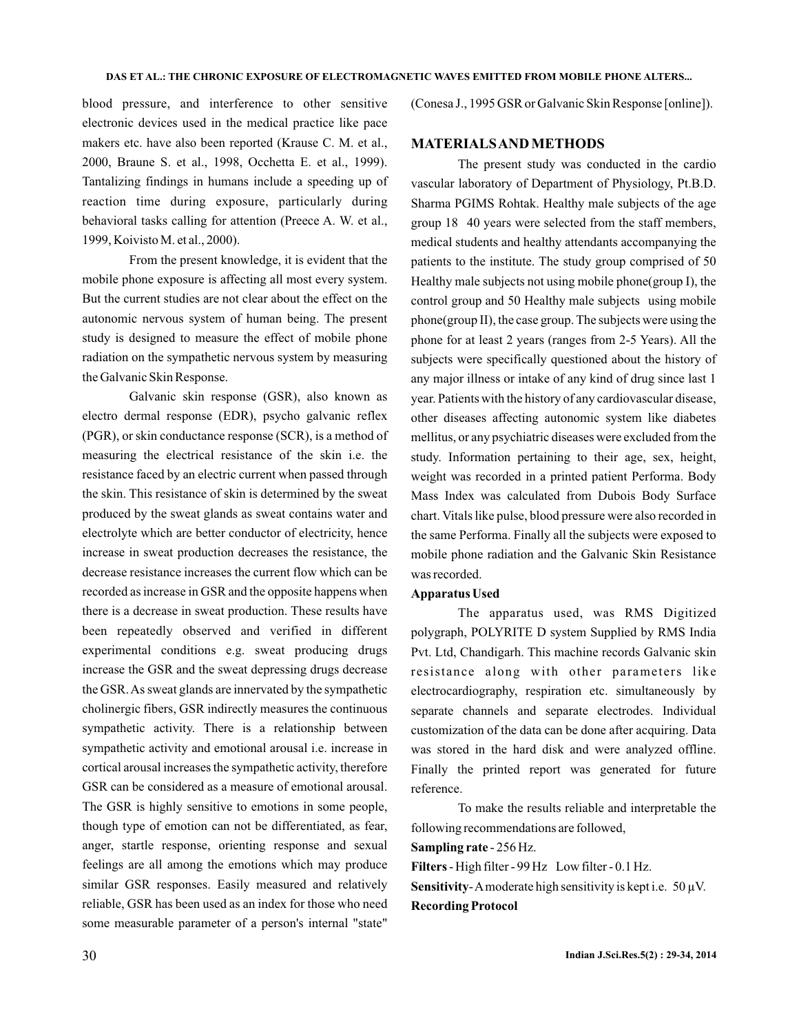blood pressure, and interference to other sensitive electronic devices used in the medical practice like pace makers etc. have also been reported (Krause C. M. et al., 2000, Braune S. et al., 1998, Occhetta E. et al., 1999). Tantalizing findings in humans include a speeding up of reaction time during exposure, particularly during behavioral tasks calling for attention (Preece A. W. et al., 1999, Koivisto M. et al., 2000).

From the present knowledge, it is evident that the mobile phone exposure is affecting all most every system. But the current studies are not clear about the effect on the autonomic nervous system of human being. The present study is designed to measure the effect of mobile phone radiation on the sympathetic nervous system by measuring the Galvanic Skin Response.

Galvanic skin response (GSR), also known as electro dermal response (EDR), psycho galvanic reflex (PGR), or skin conductance response (SCR), is a method of measuring the electrical resistance of the skin i.e. the resistance faced by an electric current when passed through the skin. This resistance of skin is determined by the sweat produced by the sweat glands as sweat contains water and electrolyte which are better conductor of electricity, hence increase in sweat production decreases the resistance, the decrease resistance increases the current flow which can be recorded as increase in GSR and the opposite happens when there is a decrease in sweat production. These results have been repeatedly observed and verified in different experimental conditions e.g. sweat producing drugs increase the GSR and the sweat depressing drugs decrease the GSR. As sweat glands are innervated by the sympathetic cholinergic fibers, GSR indirectly measures the continuous sympathetic activity. There is a relationship between sympathetic activity and emotional arousal i.e. increase in cortical arousal increases the sympathetic activity, therefore GSR can be considered as a measure of emotional arousal. The GSR is highly sensitive to emotions in some people, though type of emotion can not be differentiated, as fear, anger, startle response, orienting response and sexual feelings are all among the emotions which may produce similar GSR responses. Easily measured and relatively reliable, GSR has been used as an index for those who need some measurable parameter of a person's internal "state" (Conesa J., 1995 GSR or Galvanic Skin Response [online]).

## MATERIALS AND METHODS

The present study was conducted in the cardio vascular laboratory of Department of Physiology, Pt.B.D. Sharma PGIMS Rohtak. Healthy male subjects of the age group 18 40 years were selected from the staff members, medical students and healthy attendants accompanying the patients to the institute. The study group comprised of 50 Healthy male subjects not using mobile phone(group I), the control group and 50 Healthy male subjects using mobile phone(group II), the case group. The subjects were using the phone for at least 2 years (ranges from 2-5 Years). All the subjects were specifically questioned about the history of any major illness or intake of any kind of drug since last 1 year. Patients with the history of any cardiovascular disease, other diseases affecting autonomic system like diabetes mellitus, or any psychiatric diseases were excluded from the study. Information pertaining to their age, sex, height, weight was recorded in a printed patient Performa. Body Mass Index was calculated from Dubois Body Surface chart. Vitals like pulse, blood pressure were also recorded in the same Performa. Finally all the subjects were exposed to mobile phone radiation and the Galvanic Skin Resistance was recorded.

### Apparatus Used

The apparatus used, was RMS Digitized polygraph, POLYRITE D system Supplied by RMS India Pvt. Ltd, Chandigarh. This machine records Galvanic skin resistance along with other parameters like electrocardiography, respiration etc. simultaneously by separate channels and separate electrodes. Individual customization of the data can be done after acquiring. Data was stored in the hard disk and were analyzed offline. Finally the printed report was generated for future reference.

To make the results reliable and interpretable the following recommendations are followed,

**Sampling rate** - 256 Hz.

**Filters** - High filter - 99 Hz Low filter - 0.1 Hz.

**Sensitivity** - A moderate high sensitivity is kept i.e. 50 μV.

### Recording Protocol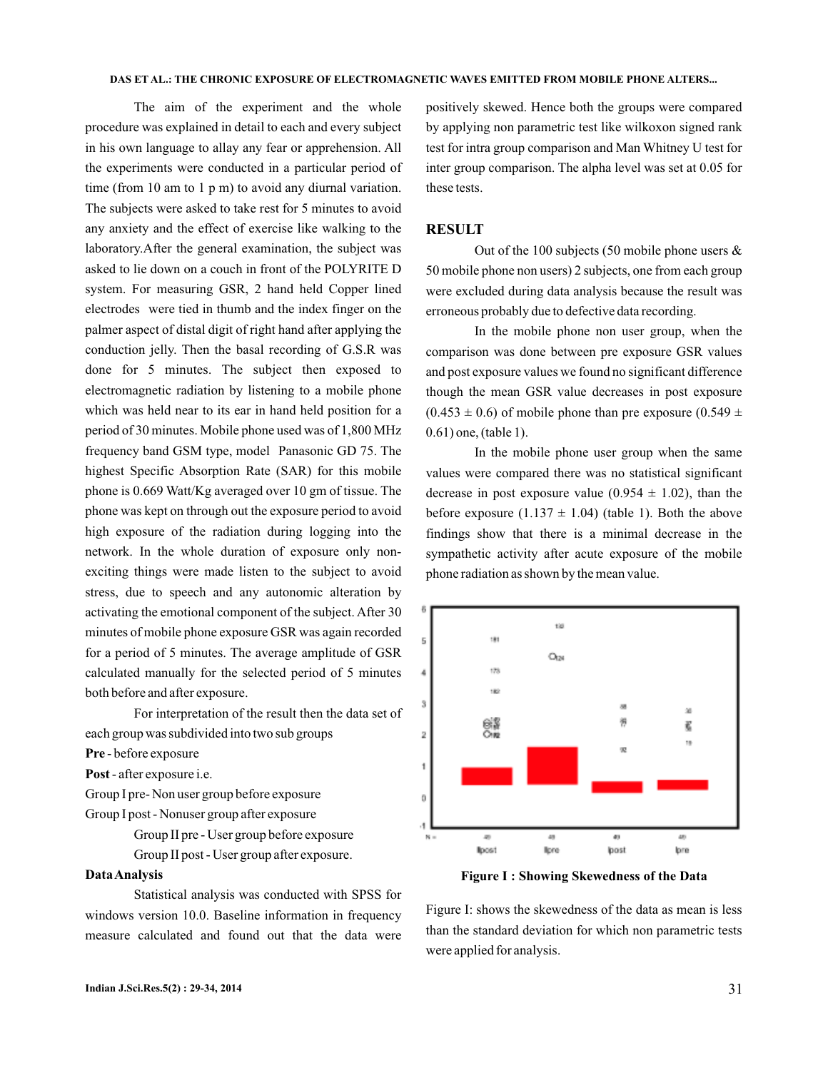The aim of the experiment and the whole procedure was explained in detail to each and every subject in his own language to allay any fear or apprehension. All the experiments were conducted in a particular period of time (from 10 am to 1 p m) to avoid any diurnal variation. The subjects were asked to take rest for 5 minutes to avoid any anxiety and the effect of exercise like walking to the laboratory.After the general examination, the subject was asked to lie down on a couch in front of the POLYRITE D system. For measuring GSR, 2 hand held Copper lined electrodes were tied in thumb and the index finger on the palmer aspect of distal digit of right hand after applying the conduction jelly. Then the basal recording of G.S.R was done for 5 minutes. The subject then exposed to electromagnetic radiation by listening to a mobile phone which was held near to its ear in hand held position for a period of 30 minutes. Mobile phone used was of 1,800 MHz frequency band GSM type, model Panasonic GD 75. The highest Specific Absorption Rate (SAR) for this mobile phone is 0.669 Watt/Kg averaged over 10 gm of tissue. The phone was kept on through out the exposure period to avoid high exposure of the radiation during logging into the network. In the whole duration of exposure only non-exciting things were made listen to the subject to avoid stress, due to speech and any autonomic alteration by activating the emotional component of the subject. After 30 minutes of mobile phone exposure GSR was again recorded for a period of 5 minutes. The average amplitude of GSR calculated manually for the selected period of 5 minutes both before and after exposure.

For interpretation of the result then the data set of each group was subdivided into two sub groups

**Pre** - before exposure

**Post** - after exposure i.e.

Group I pre- Non user group before exposure

Group I post - Nonuser group after exposure

Group II pre - User group before exposure

Group II post - User group after exposure.

**Data Analysis**

Statistical analysis was conducted with SPSS for windows version 10.0. Baseline information in frequency measure calculated and found out that the data were positively skewed. Hence both the groups were compared by applying non parametric test like wilkoxon signed rank test for intra group comparison and Man Whitney U test for inter group comparison. The alpha level was set at 0.05 for these tests.

## RESULT

Out of the 100 subjects (50 mobile phone users & 50 mobile phone non users) 2 subjects, one from each group were excluded during data analysis because the result was erroneous probably due to defective data recording.

In the mobile phone non user group, when the comparison was done between pre exposure GSR values and post exposure values we found no significant difference though the mean GSR value decreases in post exposure ($0.453 \pm 0.6$) of mobile phone than pre exposure ($0.549 \pm 0.61$) one, (table 1).

In the mobile phone user group when the same values were compared there was no statistical significant decrease in post exposure value ($0.954 \pm 1.02$), than the before exposure ($1.137 \pm 1.04$) (table 1). Both the above findings show that there is a minimal decrease in the sympathetic activity after acute exposure of the mobile phone radiation as shown by the mean value.

**Figure I : Showing Skewedness of the Data**

Figure I: shows the skewedness of the data as mean is less than the standard deviation for which non parametric tests were applied for analysis.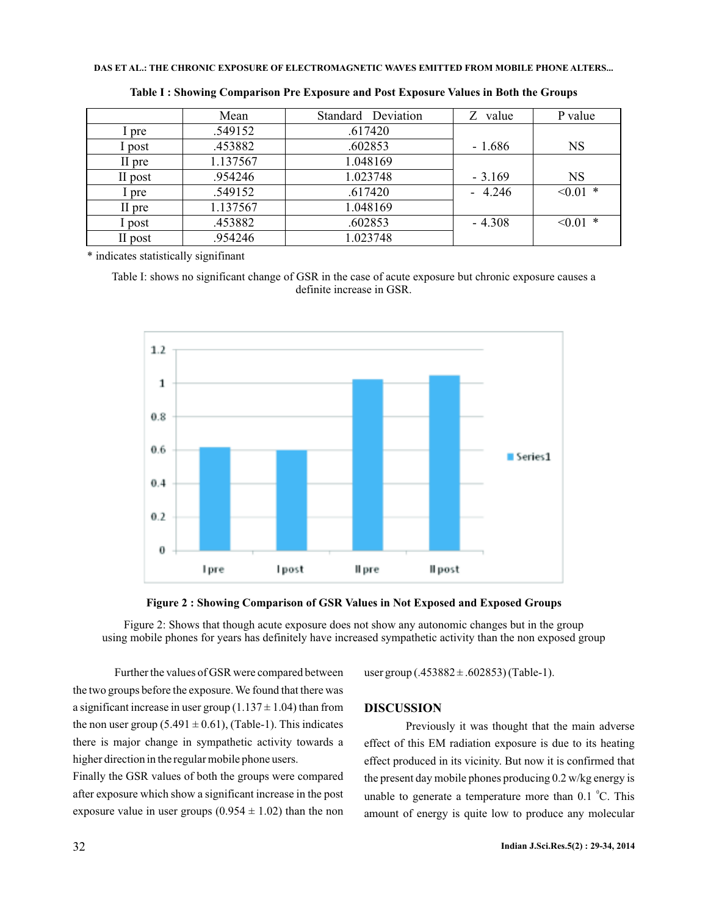**Table I : Showing Comparison Pre Exposure and Post Exposure Values in Both the Groups**

| | Mean | Standard Deviation | Z value | P value |
|---|---|---|---|---|
| I pre | .549152 | .617420 | | |
| I post | .453882 | .602853 | - 1.686 | NS |
| II pre | 1.137567 | 1.048169 | | |
| II post | .954246 | 1.023748 | - 3.169 | NS |
| I pre | .549152 | .617420 | - 4.246 | <0.01 * |
| II pre | 1.137567 | 1.048169 | | |
| I post | .453882 | .602853 | - 4.308 | <0.01 * |
| II post | .954246 | 1.023748 | | |

\* indicates statistically signifinant

Table I: shows no significant change of GSR in the case of acute exposure but chronic exposure causes a definite increase in GSR.

**Figure 2 : Showing Comparison of GSR Values in Not Exposed and Exposed Groups**

Figure 2: Shows that though acute exposure does not show any autonomic changes but in the group using mobile phones for years has definitely have increased sympathetic activity than the non exposed group

Further the values of GSR were compared between the two groups before the exposure. We found that there was a significant increase in user group (1.137 ± 1.04) than from the non user group (5.491 ± 0.61), (Table-1). This indicates there is major change in sympathetic activity towards a higher direction in the regular mobile phone users.

Finally the GSR values of both the groups were compared after exposure which show a significant increase in the post exposure value in user groups (0.954 ± 1.02) than the non user group (.453882 ± .602853) (Table-1).

## DISCUSSION

Previously it was thought that the main adverse effect of this EM radiation exposure is due to its heating effect produced in its vicinity. But now it is confirmed that the present day mobile phones producing 0.2 w/kg energy is unable to generate a temperature more than 0.1 $^{0}$C. This amount of energy is quite low to produce any molecular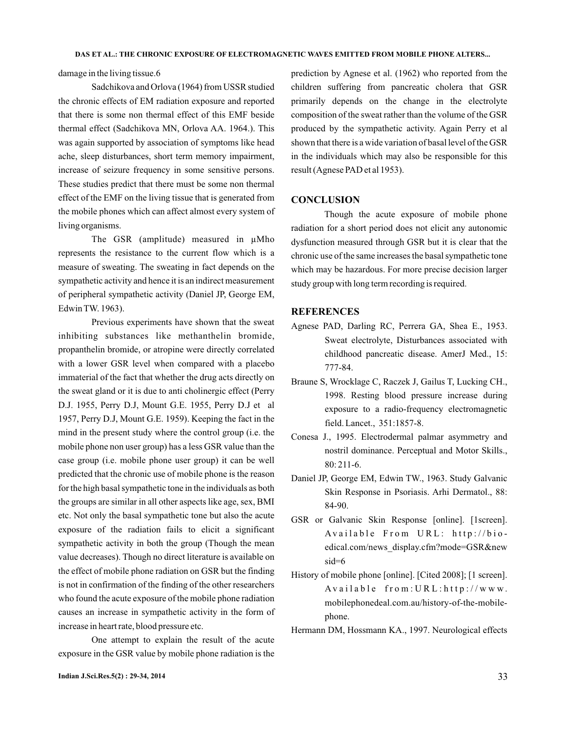damage in the living tissue.6

Sadchikova and Orlova (1964) from USSR studied the chronic effects of EM radiation exposure and reported that there is some non thermal effect of this EMF beside thermal effect (Sadchikova MN, Orlova AA. 1964.). This was again supported by association of symptoms like head ache, sleep disturbances, short term memory impairment, increase of seizure frequency in some sensitive persons. These studies predict that there must be some non thermal effect of the EMF on the living tissue that is generated from the mobile phones which can affect almost every system of living organisms.

The GSR (amplitude) measured in µMho represents the resistance to the current flow which is a measure of sweating. The sweating in fact depends on the sympathetic activity and hence it is an indirect measurement of peripheral sympathetic activity (Daniel JP, George EM, Edwin TW. 1963).

Previous experiments have shown that the sweat inhibiting substances like methanthelin bromide, propanthelin bromide, or atropine were directly correlated with a lower GSR level when compared with a placebo immaterial of the fact that whether the drug acts directly on the sweat gland or it is due to anti cholinergic effect (Perry D.J. 1955, Perry D.J, Mount G.E. 1955, Perry D.J et al 1957, Perry D.J, Mount G.E. 1959). Keeping the fact in the mind in the present study where the control group (i.e. the mobile phone non user group) has a less GSR value than the case group (i.e. mobile phone user group) it can be well predicted that the chronic use of mobile phone is the reason for the high basal sympathetic tone in the individuals as both the groups are similar in all other aspects like age, sex, BMI etc. Not only the basal sympathetic tone but also the acute exposure of the radiation fails to elicit a significant sympathetic activity in both the group (Though the mean value decreases). Though no direct literature is available on the effect of mobile phone radiation on GSR but the finding is not in confirmation of the finding of the other researchers who found the acute exposure of the mobile phone radiation causes an increase in sympathetic activity in the form of increase in heart rate, blood pressure etc.

One attempt to explain the result of the acute exposure in the GSR value by mobile phone radiation is the prediction by Agnese et al. (1962) who reported from the children suffering from pancreatic cholera that GSR primarily depends on the change in the electrolyte composition of the sweat rather than the volume of the GSR produced by the sympathetic activity. Again Perry et al shown that there is a wide variation of basal level of the GSR in the individuals which may also be responsible for this result (Agnese PAD et al 1953).

## CONCLUSION

Though the acute exposure of mobile phone radiation for a short period does not elicit any autonomic dysfunction measured through GSR but it is clear that the chronic use of the same increases the basal sympathetic tone which may be hazardous. For more precise decision larger study group with long term recording is required.

## REFERENCES

Agnese PAD, Darling RC, Perrera GA, Shea E., 1953. Sweat electrolyte, Disturbances associated with childhood pancreatic disease. AmerJ Med., 15: 777-84.

Braune S, Wrocklage C, Raczek J, Gailus T, Lucking CH., 1998. Resting blood pressure increase during exposure to a radio-frequency electromagnetic field. Lancet., 351:1857-8.

Conesa J., 1995. Electrodermal palmar asymmetry and nostril dominance. Perceptual and Motor Skills., 80: 211-6.

Daniel JP, George EM, Edwin TW., 1963. Study Galvanic Skin Response in Psoriasis. Arhi Dermatol., 88: 84-90.

GSR or Galvanic Skin Response [online]. [1screen]. Available From URL: http://bio-edical.com/news_display.cfm?mode=GSR&newsid=6

History of mobile phone [online]. [Cited 2008]; [1 screen]. Available from:URL:http://www.mobilephonedeal.com.au/history-of-the-mobile-phone.

Hermann DM, Hossmann KA., 1997. Neurological effects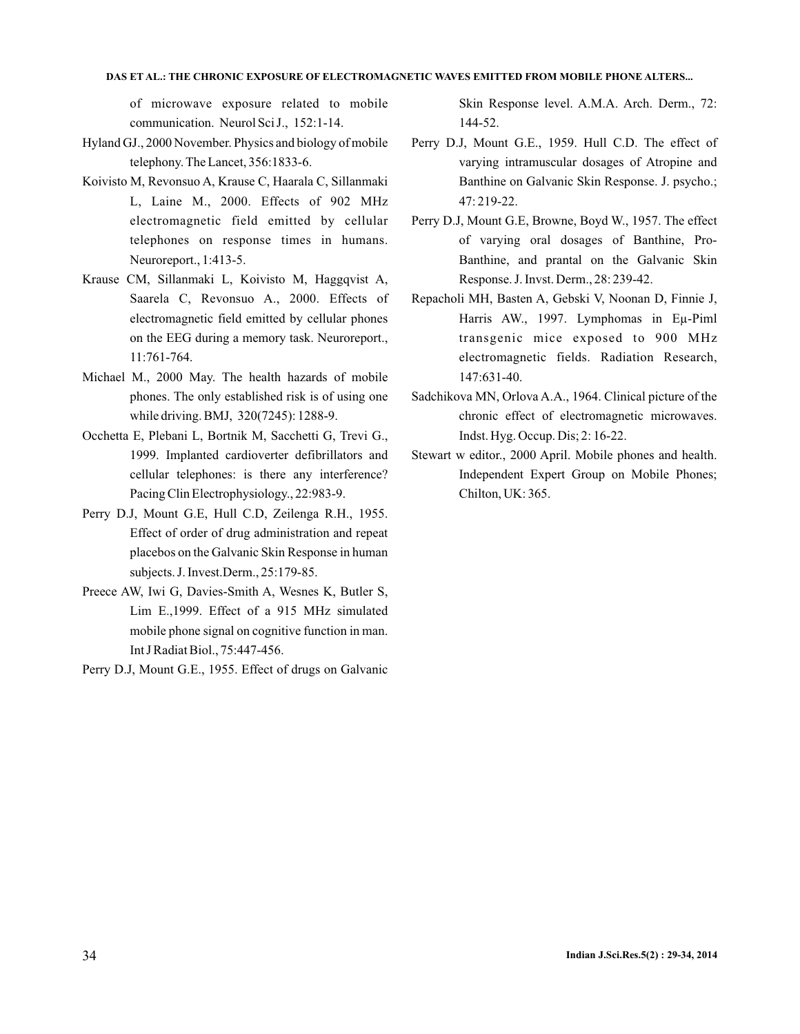of microwave exposure related to mobile communication. Neurol Sci J., 152:1-14.

Hyland GJ., 2000 November. Physics and biology of mobile telephony. The Lancet, 356:1833-6.

Koivisto M, Revonsuo A, Krause C, Haarala C, Sillanmaki L, Laine M., 2000. Effects of 902 MHz electromagnetic field emitted by cellular telephones on response times in humans. Neuroreport., 1:413-5.

Krause CM, Sillanmaki L, Koivisto M, Haggqvist A, Saarela C, Revonsuo A., 2000. Effects of electromagnetic field emitted by cellular phones on the EEG during a memory task. Neuroreport., 11:761-764.

Michael M., 2000 May. The health hazards of mobile phones. The only established risk is of using one while driving. BMJ, 320(7245): 1288-9.

Occhetta E, Plebani L, Bortnik M, Sacchetti G, Trevi G., 1999. Implanted cardioverter defibrillators and cellular telephones: is there any interference? Pacing Clin Electrophysiology., 22:983-9.

Perry D.J, Mount G.E, Hull C.D, Zeilenga R.H., 1955. Effect of order of drug administration and repeat placebos on the Galvanic Skin Response in human subjects. J. Invest.Derm., 25:179-85.

Preece AW, Iwi G, Davies-Smith A, Wesnes K, Butler S, Lim E.,1999. Effect of a 915 MHz simulated mobile phone signal on cognitive function in man. Int J Radiat Biol., 75:447-456.

Perry D.J, Mount G.E., 1955. Effect of drugs on Galvanic Skin Response level. A.M.A. Arch. Derm., 72: 144-52.

Perry D.J, Mount G.E., 1959. Hull C.D. The effect of varying intramuscular dosages of Atropine and Banthine on Galvanic Skin Response. J. psycho.; 47: 219-22.

Perry D.J, Mount G.E, Browne, Boyd W., 1957. The effect of varying oral dosages of Banthine, Pro-Banthine, and prantal on the Galvanic Skin Response. J. Invst. Derm., 28: 239-42.

Repacholi MH, Basten A, Gebski V, Noonan D, Finnie J, Harris AW., 1997. Lymphomas in Eμ-Piml transgenic mice exposed to 900 MHz electromagnetic fields. Radiation Research, 147:631-40.

Sadchikova MN, Orlova A.A., 1964. Clinical picture of the chronic effect of electromagnetic microwaves. Indst. Hyg. Occup. Dis; 2: 16-22.

Stewart w editor., 2000 April. Mobile phones and health. Independent Expert Group on Mobile Phones; Chilton, UK: 365.